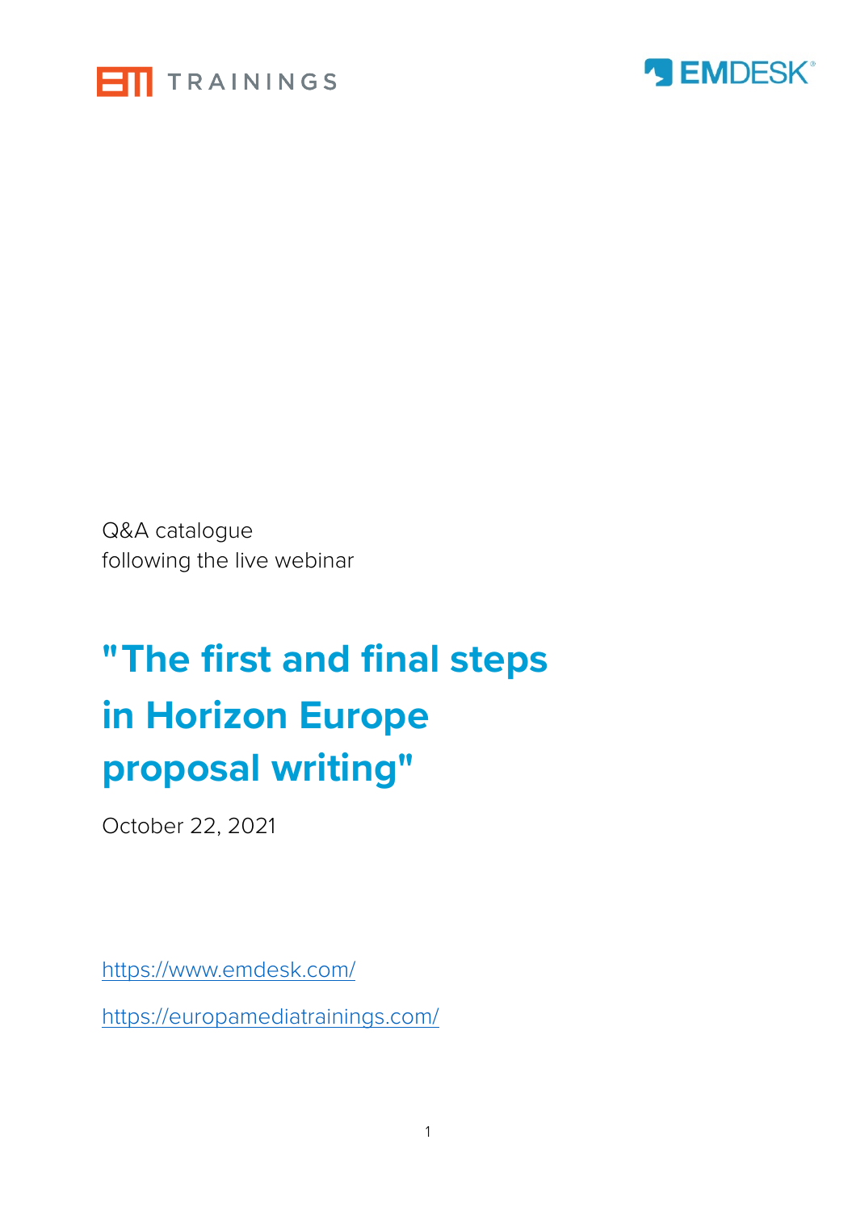TRAININGS

EMDESK®

Q&A catalogue
following the live webinar

# "The first and final steps in Horizon Europe proposal writing"

October 22, 2021

https://www.emdesk.com/

https://europamediatrainings.com/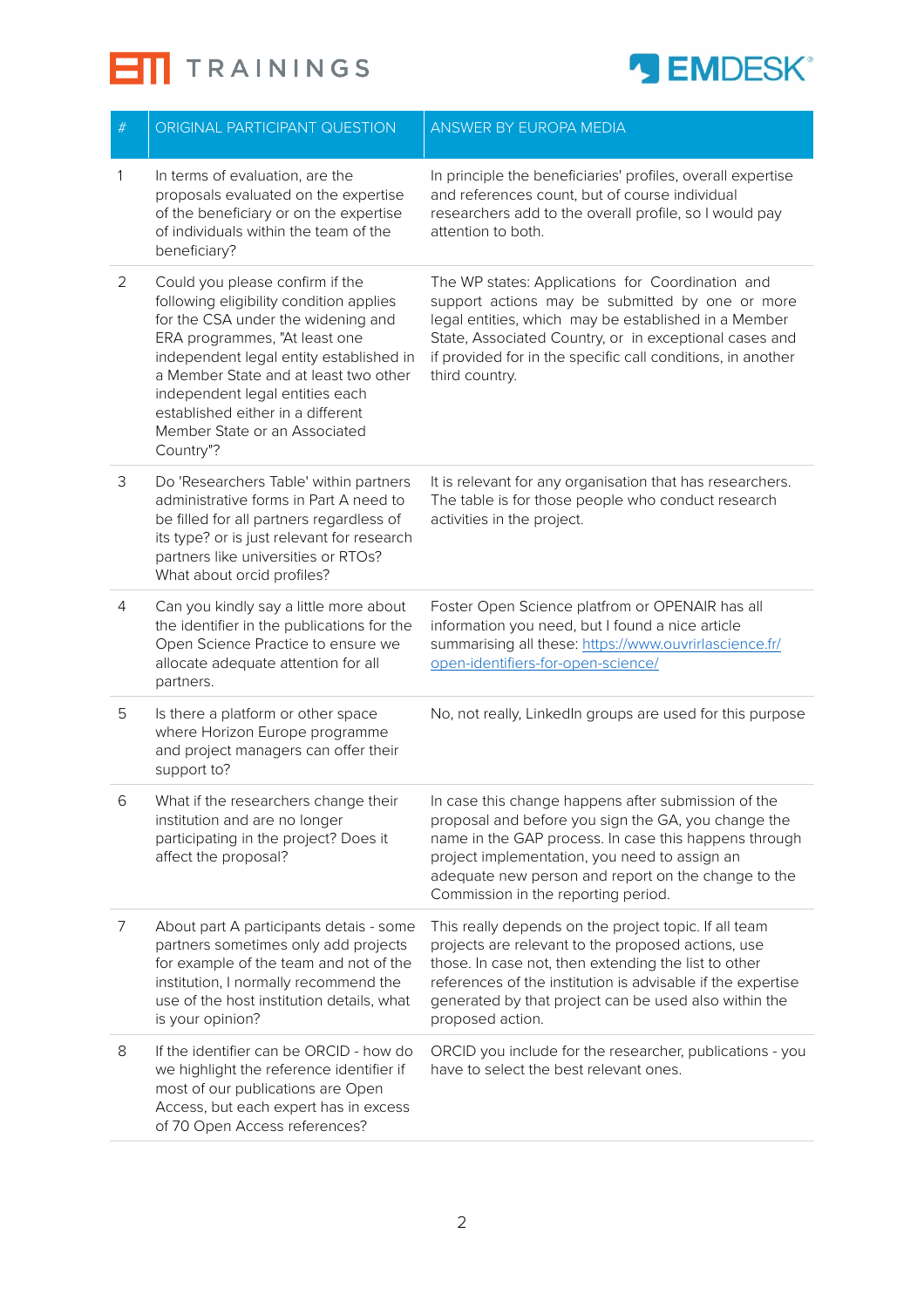| # | ORIGINAL PARTICIPANT QUESTION | ANSWER BY EUROPA MEDIA |
|---|---|---|
| 1 | In terms of evaluation, are the proposals evaluated on the expertise of the beneficiary or on the expertise of individuals within the team of the beneficiary? | In principle the beneficiaries' profiles, overall expertise and references count, but of course individual researchers add to the overall profile, so I would pay attention to both. |
| 2 | Could you please confirm if the following eligibility condition applies for the CSA under the widening and ERA programmes, "At least one independent legal entity established in a Member State and at least two other independent legal entities each established either in a different Member State or an Associated Country"? | The WP states: Applications for Coordination and support actions may be submitted by one or more legal entities, which may be established in a Member State, Associated Country, or in exceptional cases and if provided for in the specific call conditions, in another third country. |
| 3 | Do 'Researchers Table' within partners administrative forms in Part A need to be filled for all partners regardless of its type? or is just relevant for research partners like universities or RTOs? What about orcid profiles? | It is relevant for any organisation that has researchers. The table is for those people who conduct research activities in the project. |
| 4 | Can you kindly say a little more about the identifier in the publications for the Open Science Practice to ensure we allocate adequate attention for all partners. | Foster Open Science platfrom or OPENAIR has all information you need, but I found a nice article summarising all these: [https://www.ouvrirlascience.fr/open-identifiers-for-open-science/](https://www.ouvrirlascience.fr/open-identifiers-for-open-science/) |
| 5 | Is there a platform or other space where Horizon Europe programme and project managers can offer their support to? | No, not really, LinkedIn groups are used for this purpose |
| 6 | What if the researchers change their institution and are no longer participating in the project? Does it affect the proposal? | In case this change happens after submission of the proposal and before you sign the GA, you change the name in the GAP process. In case this happens through project implementation, you need to assign an adequate new person and report on the change to the Commission in the reporting period. |
| 7 | About part A participants details - some partners sometimes only add projects for example of the team and not of the institution, I normally recommend the use of the host institution details, what is your opinion? | This really depends on the project topic. If all team projects are relevant to the proposed actions, use those. In case not, then extending the list to other references of the institution is advisable if the expertise generated by that project can be used also within the proposed action. |
| 8 | If the identifier can be ORCID - how do we highlight the reference identifier if most of our publications are Open Access, but each expert has in excess of 70 Open Access references? | ORCID you include for the researcher, publications - you have to select the best relevant ones. |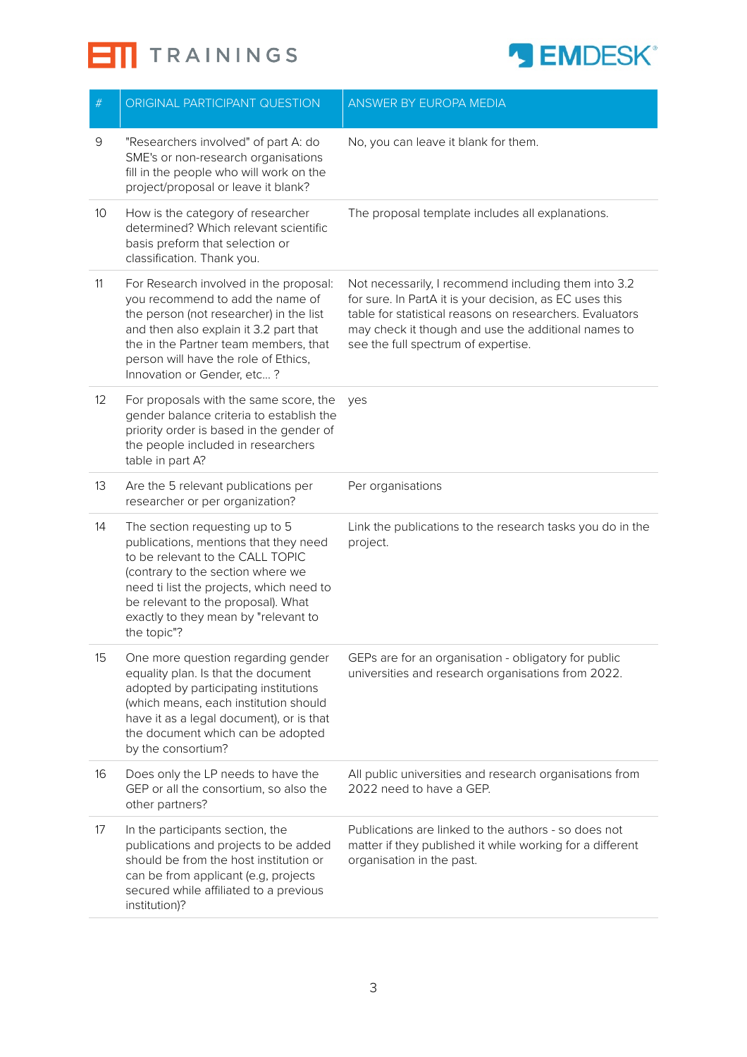| # | ORIGINAL PARTICIPANT QUESTION | ANSWER BY EUROPA MEDIA |
|---|---|---|
| 9 | "Researchers involved" of part A: do SME's or non-research organisations fill in the people who will work on the project/proposal or leave it blank? | No, you can leave it blank for them. |
| 10 | How is the category of researcher determined? Which relevant scientific basis preform that selection or classification. Thank you. | The proposal template includes all explanations. |
| 11 | For Research involved in the proposal: you recommend to add the name of the person (not researcher) in the list and then also explain it 3.2 part that the in the Partner team members, that person will have the role of Ethics, Innovation or Gender, etc... ? | Not necessarily, I recommend including them into 3.2 for sure. In PartA it is your decision, as EC uses this table for statistical reasons on researchers. Evaluators may check it though and use the additional names to see the full spectrum of expertise. |
| 12 | For proposals with the same score, the gender balance criteria to establish the priority order is based in the gender of the people included in researchers table in part A? | yes |
| 13 | Are the 5 relevant publications per researcher or per organization? | Per organisations |
| 14 | The section requesting up to 5 publications, mentions that they need to be relevant to the CALL TOPIC (contrary to the section where we need ti list the projects, which need to be relevant to the proposal). What exactly to they mean by "relevant to the topic"? | Link the publications to the research tasks you do in the project. |
| 15 | One more question regarding gender equality plan. Is that the document adopted by participating institutions (which means, each institution should have it as a legal document), or is that the document which can be adopted by the consortium? | GEPs are for an organisation - obligatory for public universities and research organisations from 2022. |
| 16 | Does only the LP needs to have the GEP or all the consortium, so also the other partners? | All public universities and research organisations from 2022 need to have a GEP. |
| 17 | In the participants section, the publications and projects to be added should be from the host institution or can be from applicant (e.g, projects secured while affiliated to a previous institution)? | Publications are linked to the authors - so does not matter if they published it while working for a different organisation in the past. |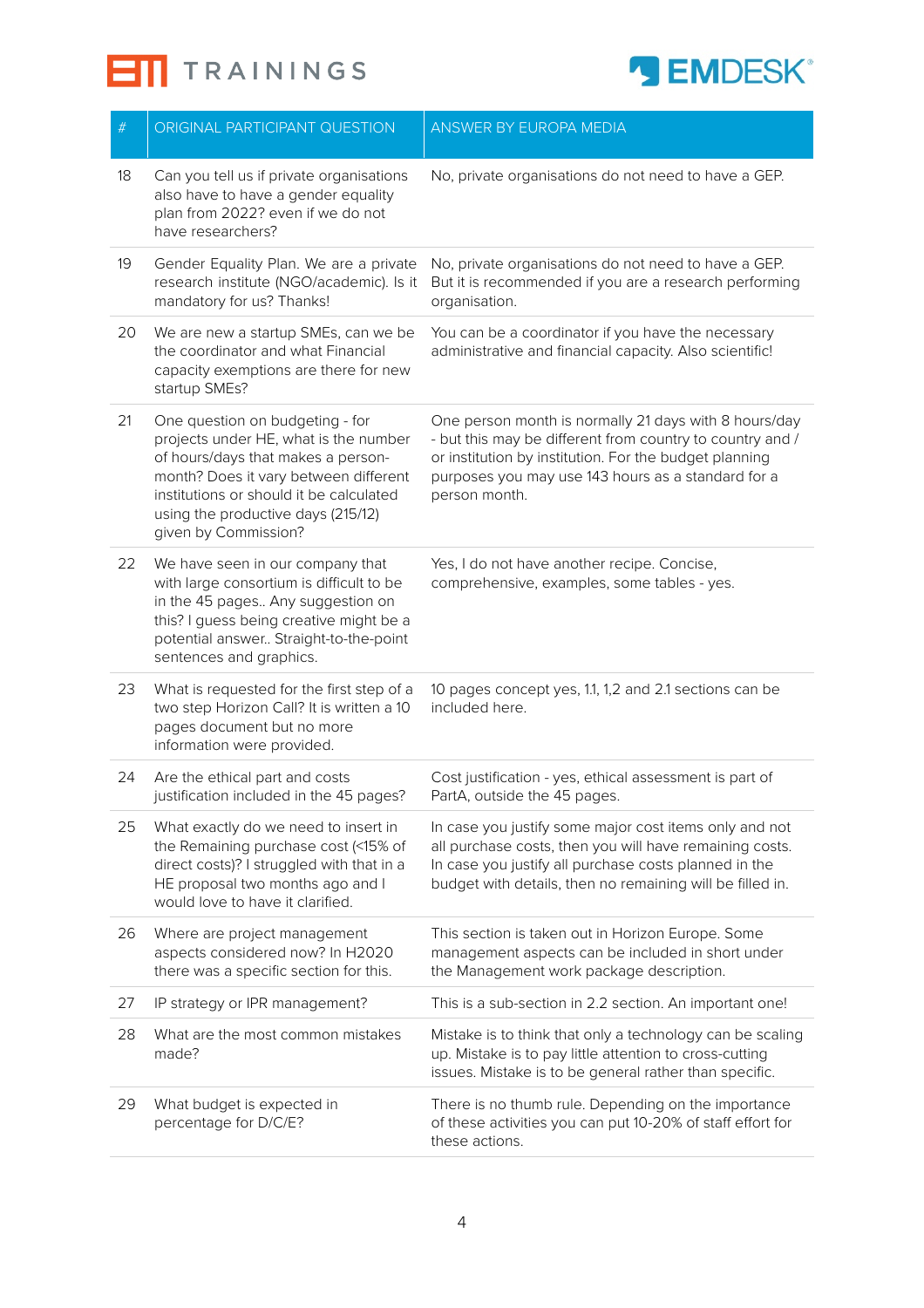| # | ORIGINAL PARTICIPANT QUESTION | ANSWER BY EUROPA MEDIA |
|---|---|---|
| 18 | Can you tell us if private organisations also have to have a gender equality plan from 2022? even if we do not have researchers? | No, private organisations do not need to have a GEP. |
| 19 | Gender Equality Plan. We are a private research institute (NGO/academic). Is it mandatory for us? Thanks! | No, private organisations do not need to have a GEP. But it is recommended if you are a research performing organisation. |
| 20 | We are new a startup SMEs, can we be the coordinator and what Financial capacity exemptions are there for new startup SMEs? | You can be a coordinator if you have the necessary administrative and financial capacity. Also scientific! |
| 21 | One question on budgeting - for projects under HE, what is the number of hours/days that makes a person-month? Does it vary between different institutions or should it be calculated using the productive days (215/12) given by Commission? | One person month is normally 21 days with 8 hours/day - but this may be different from country to country and / or institution by institution. For the budget planning purposes you may use 143 hours as a standard for a person month. |
| 22 | We have seen in our company that with large consortium is difficult to be in the 45 pages.. Any suggestion on this? I guess being creative might be a potential answer.. Straight-to-the-point sentences and graphics. | Yes, I do not have another recipe. Concise, comprehensive, examples, some tables - yes. |
| 23 | What is requested for the first step of a two step Horizon Call? It is written a 10 pages document but no more information were provided. | 10 pages concept yes, 1.1, 1,2 and 2.1 sections can be included here. |
| 24 | Are the ethical part and costs justification included in the 45 pages? | Cost justification - yes, ethical assessment is part of PartA, outside the 45 pages. |
| 25 | What exactly do we need to insert in the Remaining purchase cost (<15% of direct costs)? I struggled with that in a HE proposal two months ago and I would love to have it clarified. | In case you justify some major cost items only and not all purchase costs, then you will have remaining costs. In case you justify all purchase costs planned in the budget with details, then no remaining will be filled in. |
| 26 | Where are project management aspects considered now? In H2020 there was a specific section for this. | This section is taken out in Horizon Europe. Some management aspects can be included in short under the Management work package description. |
| 27 | IP strategy or IPR management? | This is a sub-section in 2.2 section. An important one! |
| 28 | What are the most common mistakes made? | Mistake is to think that only a technology can be scaling up. Mistake is to pay little attention to cross-cutting issues. Mistake is to be general rather than specific. |
| 29 | What budget is expected in percentage for D/C/E? | There is no thumb rule. Depending on the importance of these activities you can put 10-20% of staff effort for these actions. |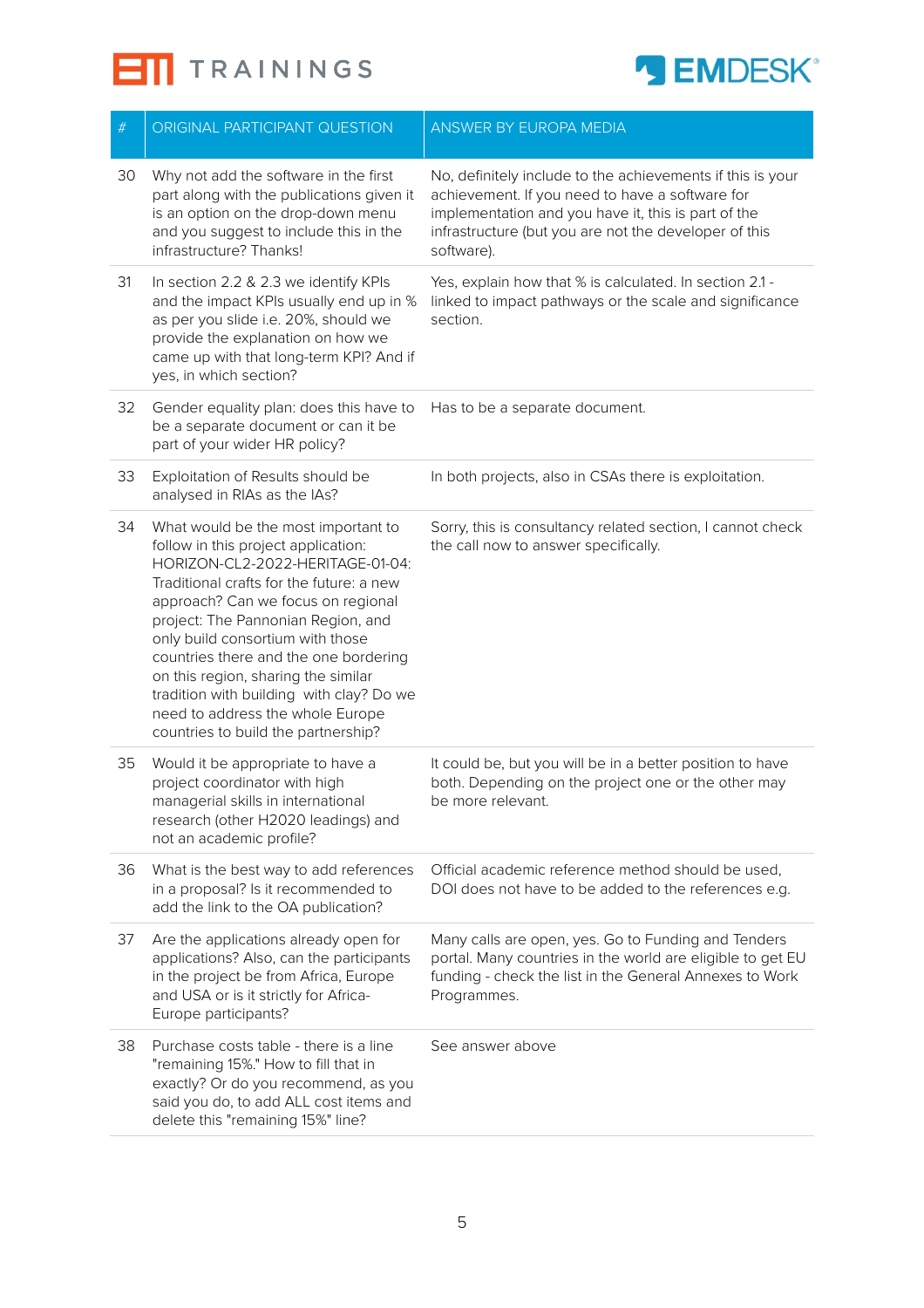| # | ORIGINAL PARTICIPANT QUESTION | ANSWER BY EUROPA MEDIA |
|---|---|---|
| 30 | Why not add the software in the first part along with the publications given it is an option on the drop-down menu and you suggest to include this in the infrastructure? Thanks! | No, definitely include to the achievements if this is your achievement. If you need to have a software for implementation and you have it, this is part of the infrastructure (but you are not the developer of this software). |
| 31 | In section 2.2 & 2.3 we identify KPIs and the impact KPIs usually end up in % as per you slide i.e. 20%, should we provide the explanation on how we came up with that long-term KPI? And if yes, in which section? | Yes, explain how that % is calculated. In section 2.1 - linked to impact pathways or the scale and significance section. |
| 32 | Gender equality plan: does this have to be a separate document or can it be part of your wider HR policy? | Has to be a separate document. |
| 33 | Exploitation of Results should be analysed in RIAs as the IAs? | In both projects, also in CSAs there is exploitation. |
| 34 | What would be the most important to follow in this project application: HORIZON-CL2-2022-HERITAGE-01-04: Traditional crafts for the future: a new approach? Can we focus on regional project: The Pannonian Region, and only build consortium with those countries there and the one bordering on this region, sharing the similar tradition with building with clay? Do we need to address the whole Europe countries to build the partnership? | Sorry, this is consultancy related section, I cannot check the call now to answer specifically. |
| 35 | Would it be appropriate to have a project coordinator with high managerial skills in international research (other H2020 leadings) and not an academic profile? | It could be, but you will be in a better position to have both. Depending on the project one or the other may be more relevant. |
| 36 | What is the best way to add references in a proposal? Is it recommended to add the link to the OA publication? | Official academic reference method should be used, DOI does not have to be added to the references e.g. |
| 37 | Are the applications already open for applications? Also, can the participants in the project be from Africa, Europe and USA or is it strictly for Africa-Europe participants? | Many calls are open, yes. Go to Funding and Tenders portal. Many countries in the world are eligible to get EU funding - check the list in the General Annexes to Work Programmes. |
| 38 | Purchase costs table - there is a line "remaining 15%." How to fill that in exactly? Or do you recommend, as you said you do, to add ALL cost items and delete this "remaining 15%" line? | See answer above |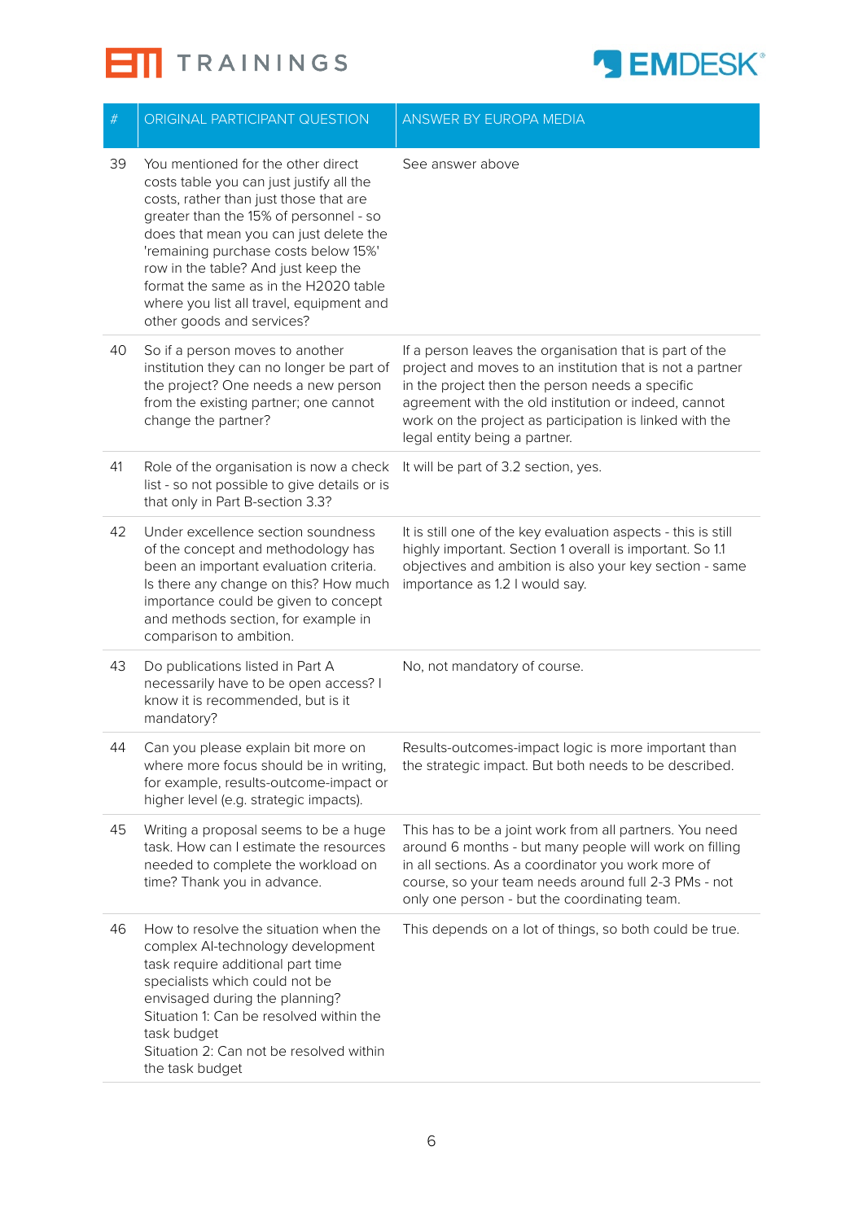| # | ORIGINAL PARTICIPANT QUESTION | ANSWER BY EUROPA MEDIA |
|---|---|---|
| 39 | You mentioned for the other direct costs table you can just justify all the costs, rather than just those that are greater than the 15% of personnel - so does that mean you can just delete the 'remaining purchase costs below 15%' row in the table? And just keep the format the same as in the H2020 table where you list all travel, equipment and other goods and services? | See answer above |
| 40 | So if a person moves to another institution they can no longer be part of the project? One needs a new person from the existing partner; one cannot change the partner? | If a person leaves the organisation that is part of the project and moves to an institution that is not a partner in the project then the person needs a specific agreement with the old institution or indeed, cannot work on the project as participation is linked with the legal entity being a partner. |
| 41 | Role of the organisation is now a check list - so not possible to give details or is that only in Part B-section 3.3? | It will be part of 3.2 section, yes. |
| 42 | Under excellence section soundness of the concept and methodology has been an important evaluation criteria. Is there any change on this? How much importance could be given to concept and methods section, for example in comparison to ambition. | It is still one of the key evaluation aspects - this is still highly important. Section 1 overall is important. So 1.1 objectives and ambition is also your key section - same importance as 1.2 I would say. |
| 43 | Do publications listed in Part A necessarily have to be open access? I know it is recommended, but is it mandatory? | No, not mandatory of course. |
| 44 | Can you please explain bit more on where more focus should be in writing, for example, results-outcome-impact or higher level (e.g. strategic impacts). | Results-outcomes-impact logic is more important than the strategic impact. But both needs to be described. |
| 45 | Writing a proposal seems to be a huge task. How can I estimate the resources needed to complete the workload on time? Thank you in advance. | This has to be a joint work from all partners. You need around 6 months - but many people will work on filling in all sections. As a coordinator you work more of course, so your team needs around full 2-3 PMs - not only one person - but the coordinating team. |
| 46 | How to resolve the situation when the complex AI-technology development task require additional part time specialists which could not be envisaged during the planning?<br>Situation 1: Can be resolved within the task budget<br>Situation 2: Can not be resolved within the task budget | This depends on a lot of things, so both could be true. |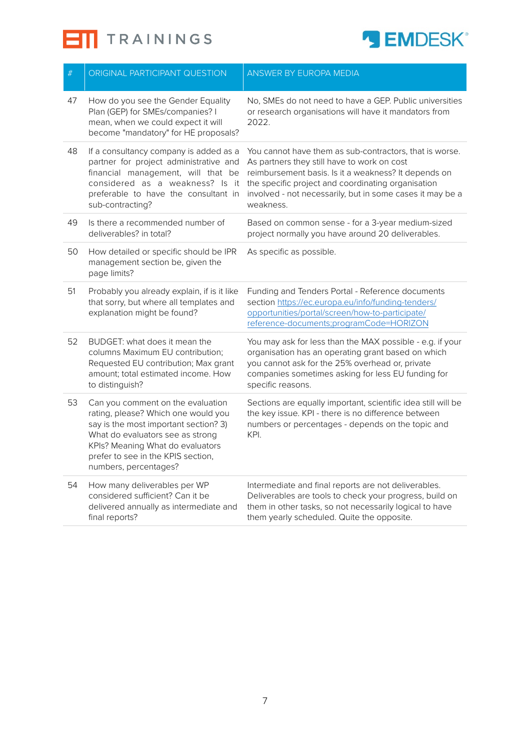| # | ORIGINAL PARTICIPANT QUESTION | ANSWER BY EUROPA MEDIA |
|---|---|---|
| 47 | How do you see the Gender Equality Plan (GEP) for SMEs/companies? I mean, when we could expect it will become "mandatory" for HE proposals? | No, SMEs do not need to have a GEP. Public universities or research organisations will have it mandators from 2022. |
| 48 | If a consultancy company is added as a partner for project administrative and financial management, will that be considered as a weakness? Is it preferable to have the consultant in sub-contracting? | You cannot have them as sub-contractors, that is worse. As partners they still have to work on cost reimbursement basis. Is it a weakness? It depends on the specific project and coordinating organisation involved - not necessarily, but in some cases it may be a weakness. |
| 49 | Is there a recommended number of deliverables? in total? | Based on common sense - for a 3-year medium-sized project normally you have around 20 deliverables. |
| 50 | How detailed or specific should be IPR management section be, given the page limits? | As specific as possible. |
| 51 | Probably you already explain, if is it like that sorry, but where all templates and explanation might be found? | Funding and Tenders Portal - Reference documents section https://ec.europa.eu/info/funding-tenders/opportunities/portal/screen/how-to-participate/reference-documents;programCode=HORIZON |
| 52 | BUDGET: what does it mean the columns Maximum EU contribution; Requested EU contribution; Max grant amount; total estimated income. How to distinguish? | You may ask for less than the MAX possible - e.g. if your organisation has an operating grant based on which you cannot ask for the 25% overhead or, private companies sometimes asking for less EU funding for specific reasons. |
| 53 | Can you comment on the evaluation rating, please? Which one would you say is the most important section? 3) What do evaluators see as strong KPIs? Meaning What do evaluators prefer to see in the KPIS section, numbers, percentages? | Sections are equally important, scientific idea still will be the key issue. KPI - there is no difference between numbers or percentages - depends on the topic and KPI. |
| 54 | How many deliverables per WP considered sufficient? Can it be delivered annually as intermediate and final reports? | Intermediate and final reports are not deliverables. Deliverables are tools to check your progress, build on them in other tasks, so not necessarily logical to have them yearly scheduled. Quite the opposite. |